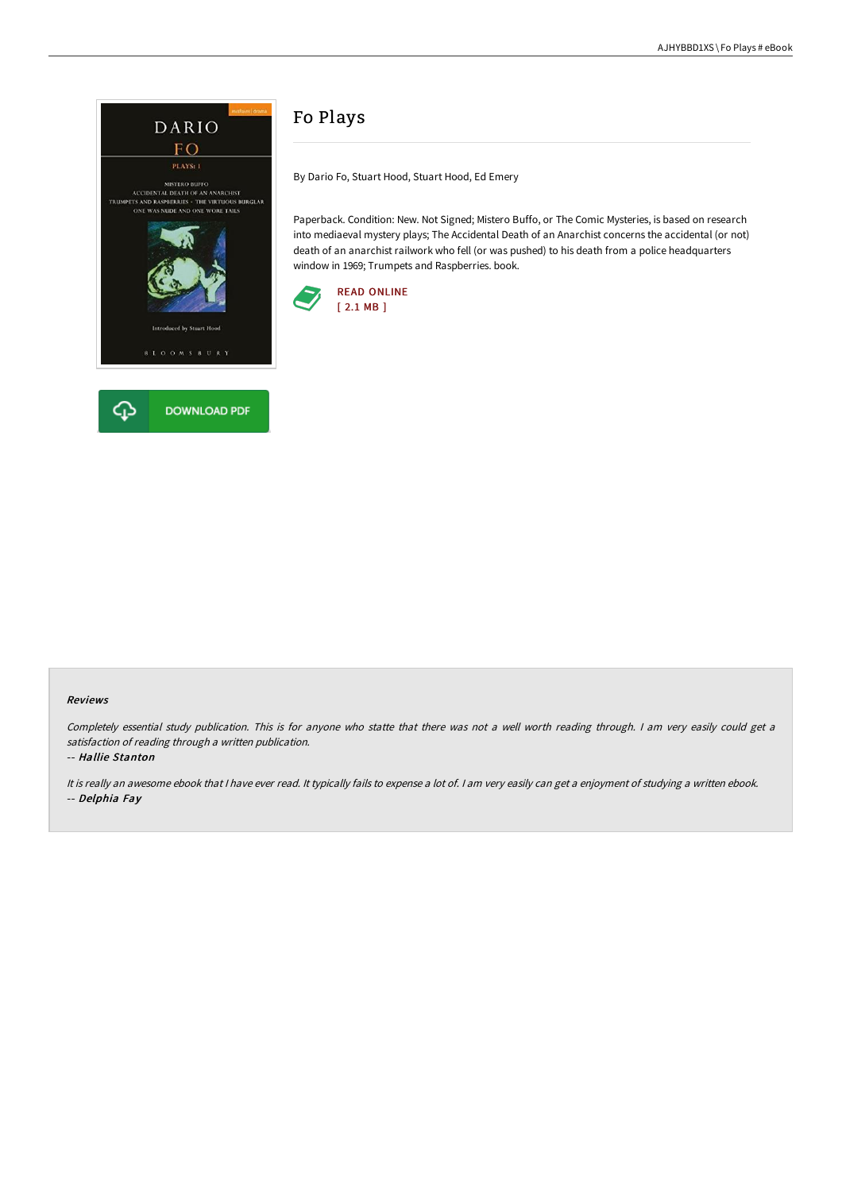# Fo Plays

By Dario Fo, Stuart Hood, Stuart Hood, Ed Emery

Paperback. Condition: New. Not Signed; Mistero Buffo, or The Comic Mysteries, is based on research into mediaeval mystery plays; The Accidental Death of an Anarchist concerns the accidental (or not) death of an anarchist railwork who fell (or was pushed) to his death from a police headquarters window in 1969; Trumpets and Raspberries. book.

READ ONLINE
[ 2.1 MB ]

DOWNLOAD PDF

#### Reviews

*Completely essential study publication. This is for anyone who statte that there was not a well worth reading through. I am very easily could get a satisfaction of reading through a written publication.*

*-- Hallie Stanton*

*It is really an awesome ebook that I have ever read. It typically fails to expense a lot of. I am very easily can get a enjoyment of studying a written ebook.*

*-- Delphia Fay*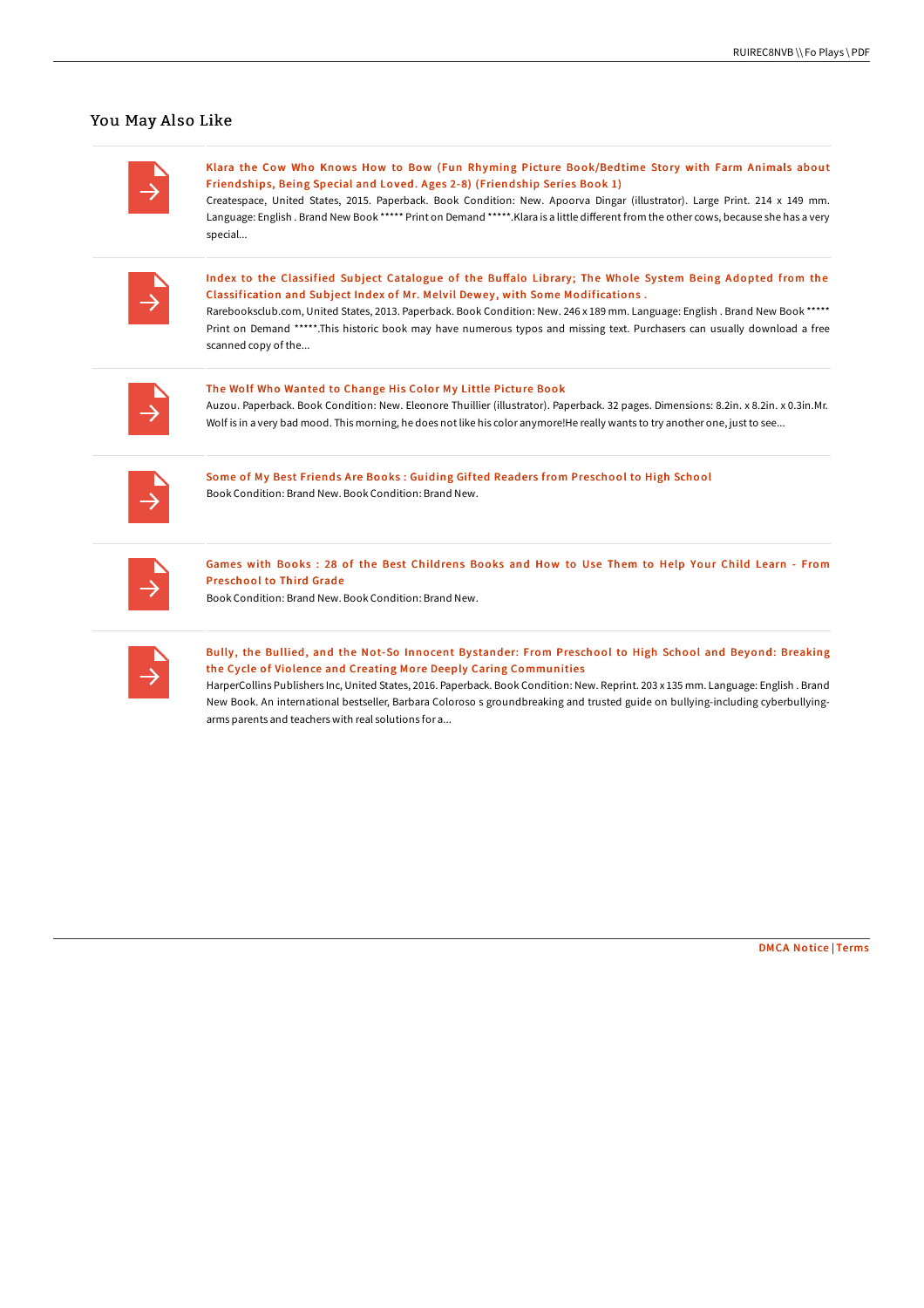## You May Also Like

**Klara the Cow Who Knows How to Bow (Fun Rhyming Picture Book/Bedtime Story with Farm Animals about Friendships, Being Special and Loved. Ages 2-8) (Friendship Series Book 1)**

Createspace, United States, 2015. Paperback. Book Condition: New. Apoorva Dingar (illustrator). Large Print. 214 x 149 mm. Language: English . Brand New Book ***** Print on Demand *****.Klara is a little different from the other cows, because she has a very special...

**Index to the Classified Subject Catalogue of the Buffalo Library; The Whole System Being Adopted from the Classification and Subject Index of Mr. Melvil Dewey, with Some Modifications .**

Rarebooksclub.com, United States, 2013. Paperback. Book Condition: New. 246 x 189 mm. Language: English . Brand New Book ***** Print on Demand *****.This historic book may have numerous typos and missing text. Purchasers can usually download a free scanned copy of the...

**The Wolf Who Wanted to Change His Color My Little Picture Book**

Auzou. Paperback. Book Condition: New. Eleonore Thuillier (illustrator). Paperback. 32 pages. Dimensions: 8.2in. x 8.2in. x 0.3in.Mr. Wolf is in a very bad mood. This morning, he does not like his color anymore!He really wants to try another one, just to see...

**Some of My Best Friends Are Books : Guiding Gifted Readers from Preschool to High School**

Book Condition: Brand New. Book Condition: Brand New.

**Games with Books : 28 of the Best Childrens Books and How to Use Them to Help Your Child Learn - From Preschool to Third Grade**

Book Condition: Brand New. Book Condition: Brand New.

**Bully, the Bullied, and the Not-So Innocent Bystander: From Preschool to High School and Beyond: Breaking the Cycle of Violence and Creating More Deeply Caring Communities**

HarperCollins Publishers Inc, United States, 2016. Paperback. Book Condition: New. Reprint. 203 x 135 mm. Language: English . Brand New Book. An international bestseller, Barbara Coloroso s groundbreaking and trusted guide on bullying-including cyberbullying-arms parents and teachers with real solutions for a...